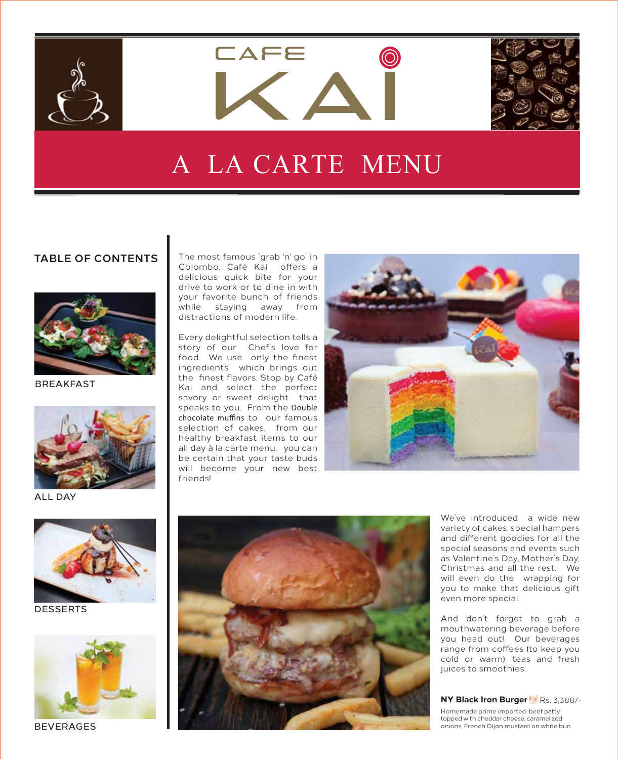# CAFE KAI

## A LA CARTE MENU

### TABLE OF CONTENTS

BREAKFAST

ALL DAY

DESSERTS

BEVERAGES

The most famous 'grab 'n' go' in Colombo, Café Kai offers a delicious quick bite for your drive to work or to dine in with your favorite bunch of friends while staying away from distractions of modern life.

Every delightful selection tells a story of our Chef's love for food. We use only the finest ingredients which brings out the finest flavors. Stop by Café Kai and select the perfect savory or sweet delight that speaks to you. From the Double chocolate muffins to our famous selection of cakes, from our healthy breakfast items to our all day à la carte menu, you can be certain that your taste buds will become your new best friends!

We've introduced a wide new variety of cakes, special hampers and different goodies for all the special seasons and events such as Valentine's Day, Mother's Day, Christmas and all the rest. We will even do the wrapping for you to make that delicious gift even more special.

And don't forget to grab a mouthwatering beverage before you head out! Our beverages range from coffees (to keep you cold or warm), teas and fresh juices to smoothies.

**NY Black Iron Burger** Rs. 3,388/-

Homemade prime imported beef patty topped with cheddar cheese, caramelized onions, French Dijon mustard on white bun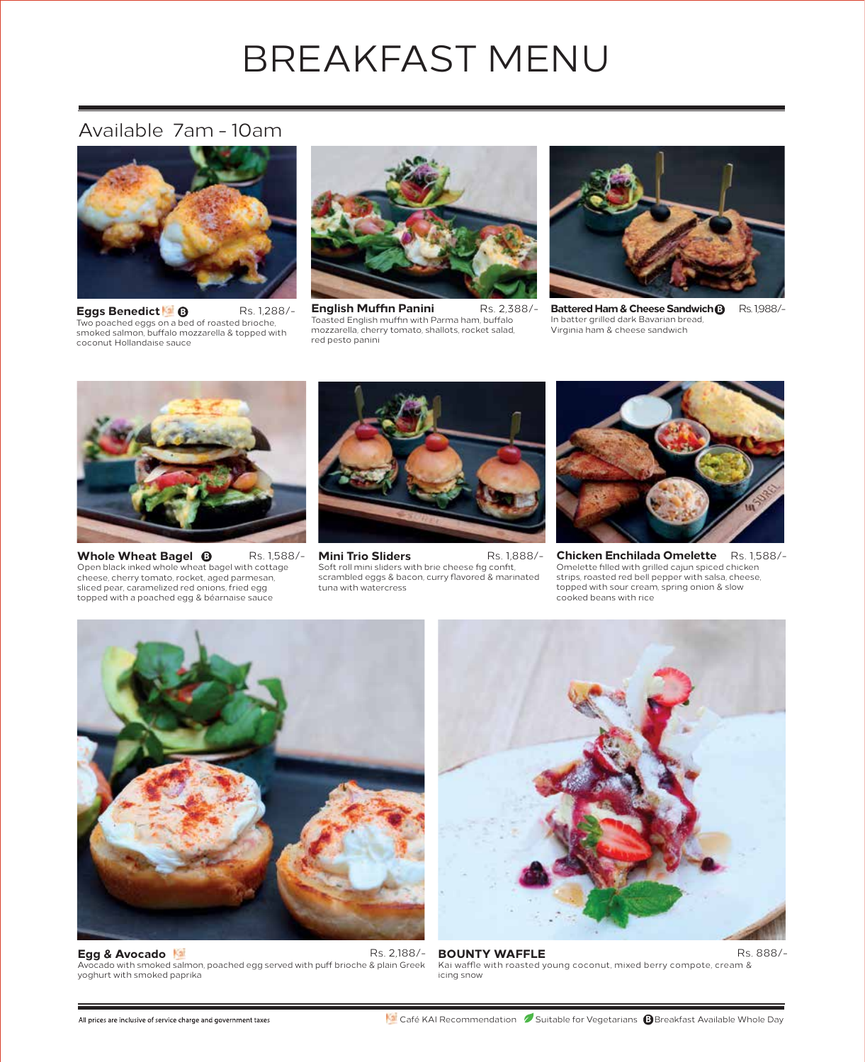# BREAKFAST MENU

## Available 7am - 10am

**Eggs Benedict** (B) Rs. 1,288/-
Two poached eggs on a bed of roasted brioche, smoked salmon, buffalo mozzarella & topped with coconut Hollandaise sauce

**English Muffin Panini** Rs. 2,388/-
Toasted English muffin with Parma ham, buffalo mozzarella, cherry tomato, shallots, rocket salad, red pesto panini

**Battered Ham & Cheese Sandwich** (B) Rs. 1,988/-
In batter grilled dark Bavarian bread, Virginia ham & cheese sandwich

**Whole Wheat Bagel** (B) Rs. 1,588/-
Open black inked whole wheat bagel with cottage cheese, cherry tomato, rocket, aged parmesan, sliced pear, caramelized red onions, fried egg topped with a poached egg & béarnaise sauce

**Mini Trio Sliders** Rs. 1,888/-
Soft roll mini sliders with brie cheese fig confit, scrambled eggs & bacon, curry flavored & marinated tuna with watercress

**Chicken Enchilada Omelette** Rs. 1,588/-
Omelette filled with grilled cajun spiced chicken strips, roasted red bell pepper with salsa, cheese, topped with sour cream, spring onion & slow cooked beans with rice

**Egg & Avocado** Rs. 2,188/-
Avocado with smoked salmon, poached egg served with puff brioche & plain Greek yoghurt with smoked paprika

**BOUNTY WAFFLE** Rs. 888/-
Kai waffle with roasted young coconut, mixed berry compote, cream & icing snow

All prices are inclusive of service charge and government taxes

Café KAI Recommendation | Suitable for Vegetarians | (B) Breakfast Available Whole Day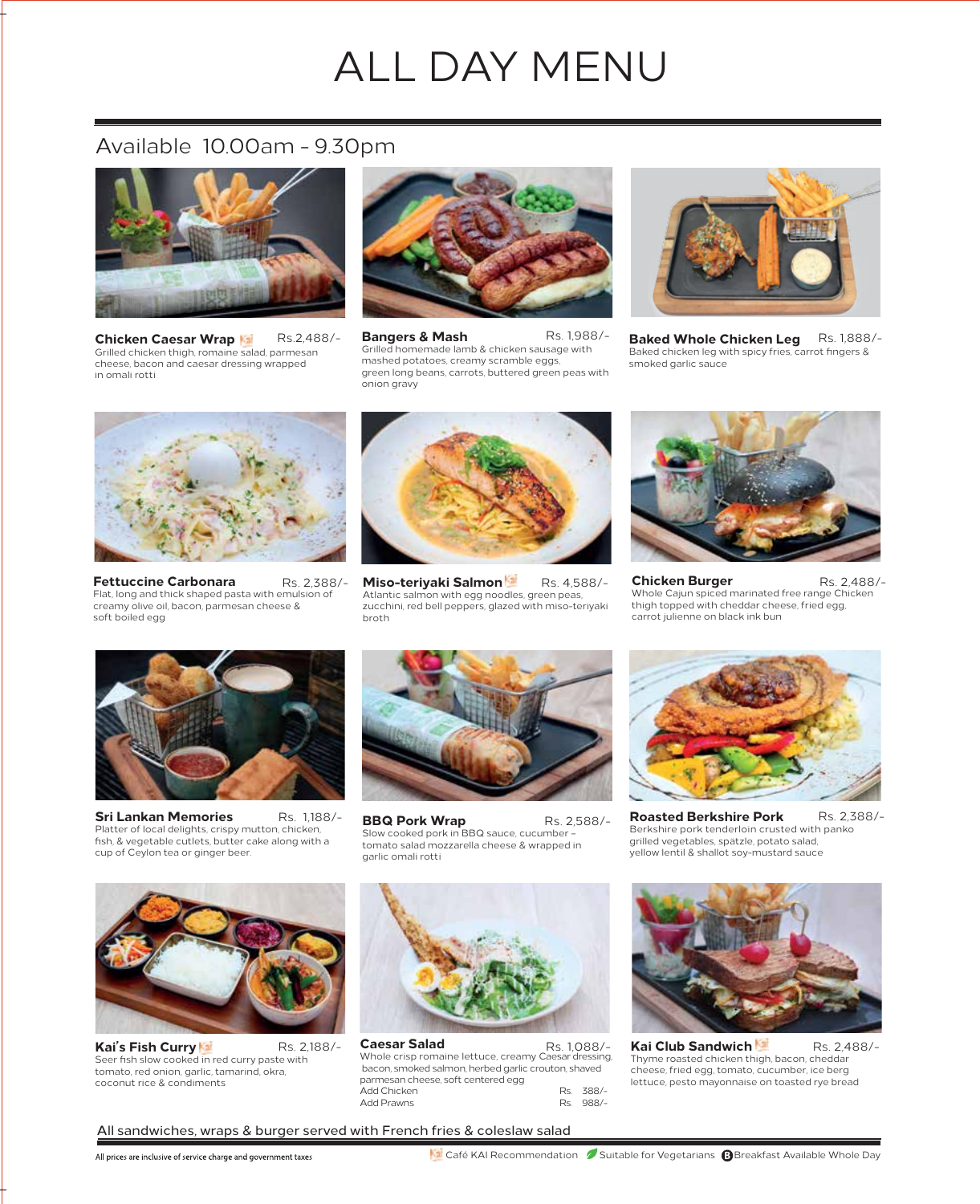# ALL DAY MENU

## Available 10.00am - 9.30pm

**Chicken Caesar Wrap** Rs.2,488/-
Grilled chicken thigh, romaine salad, parmesan cheese, bacon and caesar dressing wrapped in omali rotti

**Bangers & Mash** Rs. 1,988/-
Grilled homemade lamb & chicken sausage with mashed potatoes, creamy scramble eggs, green long beans, carrots, buttered green peas with onion gravy

**Baked Whole Chicken Leg** Rs. 1,888/-
Baked chicken leg with spicy fries, carrot fingers & smoked garlic sauce

**Fettuccine Carbonara** Rs. 2,388/-
Flat, long and thick shaped pasta with emulsion of creamy olive oil, bacon, parmesan cheese & soft boiled egg

**Miso-teriyaki Salmon** Rs. 4,588/-
Atlantic salmon with egg noodles, green peas, zucchini, red bell peppers, glazed with miso-teriyaki broth

**Chicken Burger** Rs. 2,488/-
Whole Cajun spiced marinated free range Chicken thigh topped with cheddar cheese, fried egg, carrot julienne on black ink bun

**Sri Lankan Memories** Rs. 1,188/-
Platter of local delights, crispy mutton, chicken, fish, & vegetable cutlets, butter cake along with a cup of Ceylon tea or ginger beer.

**BBQ Pork Wrap** Rs. 2,588/-
Slow cooked pork in BBQ sauce, cucumber – tomato salad mozzarella cheese & wrapped in garlic omali rotti

**Roasted Berkshire Pork** Rs. 2,388/-
Berkshire pork tenderloin crusted with panko grilled vegetables, spatzle, potato salad, yellow lentil & shallot soy-mustard sauce

**Kai's Fish Curry** Rs. 2,188/-
Seer fish slow cooked in red curry paste with tomato, red onion, garlic, tamarind, okra, coconut rice & condiments

**Caesar Salad** Rs. 1,088/-
Whole crisp romaine lettuce, creamy Caesar dressing, bacon, smoked salmon, herbed garlic crouton, shaved parmesan cheese, soft centered egg
Add Chicken Rs. 388/-
Add Prawns Rs. 988/-

**Kai Club Sandwich** Rs. 2,488/-
Thyme roasted chicken thigh, bacon, cheddar cheese, fried egg, tomato, cucumber, ice berg lettuce, pesto mayonnaise on toasted rye bread

All sandwiches, wraps & burger served with French fries & coleslaw salad

All prices are inclusive of service charge and government taxes

Café KAI Recommendation | Suitable for Vegetarians | Ⓑ Breakfast Available Whole Day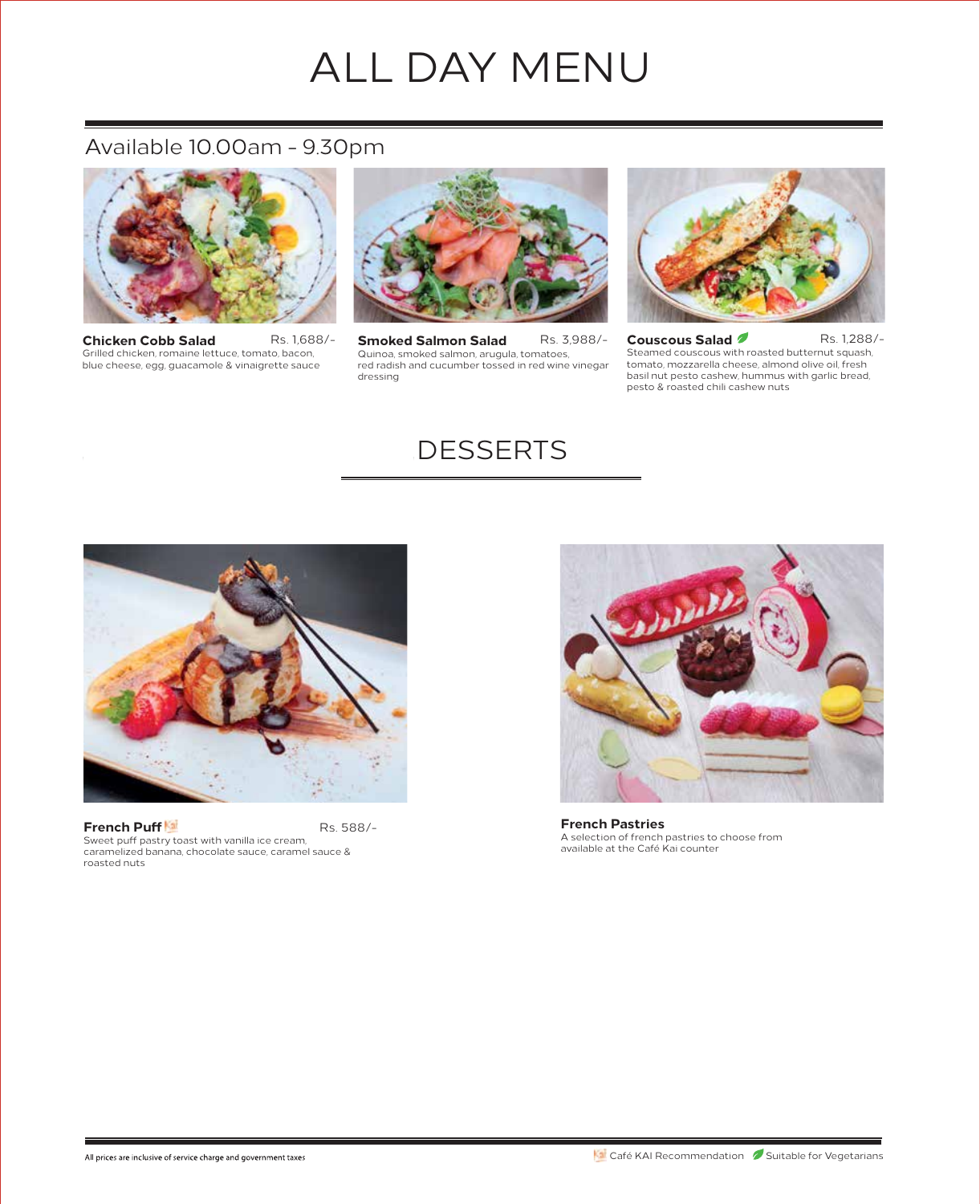# ALL DAY MENU

## Available 10.00am - 9.30pm

**Chicken Cobb Salad** Rs. 1,688/-
Grilled chicken, romaine lettuce, tomato, bacon, blue cheese, egg, guacamole & vinaigrette sauce

**Smoked Salmon Salad** Rs. 3,988/-
Quinoa, smoked salmon, arugula, tomatoes, red radish and cucumber tossed in red wine vinegar dressing

**Couscous Salad** Rs. 1,288/-
Steamed couscous with roasted butternut squash, tomato, mozzarella cheese, almond olive oil, fresh basil nut pesto cashew, hummus with garlic bread, pesto & roasted chili cashew nuts

## DESSERTS

**French Puff** Rs. 588/-
Sweet puff pastry toast with vanilla ice cream, caramelized banana, chocolate sauce, caramel sauce & roasted nuts

**French Pastries**
A selection of french pastries to choose from available at the Café Kai counter

All prices are inclusive of service charge and government taxes

Café KAI Recommendation   Suitable for Vegetarians